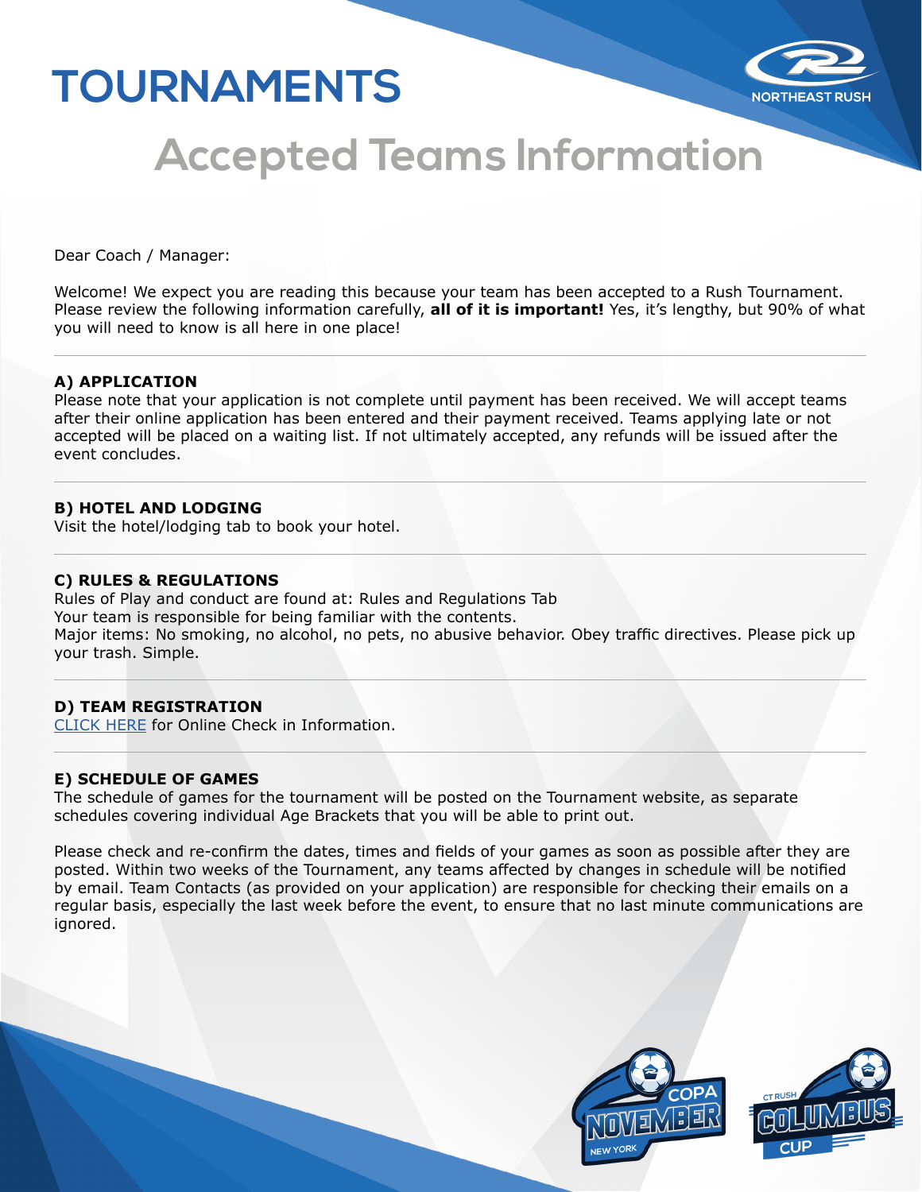# TOURNAMENTS

## Accepted Teams Information

Dear Coach / Manager:

Welcome! We expect you are reading this because your team has been accepted to a Rush Tournament. Please review the following information carefully, **all of it is important!** Yes, it's lengthy, but 90% of what you will need to know is all here in one place!

---

**A) APPLICATION**

Please note that your application is not complete until payment has been received. We will accept teams after their online application has been entered and their payment received. Teams applying late or not accepted will be placed on a waiting list. If not ultimately accepted, any refunds will be issued after the event concludes.

---

**B) HOTEL AND LODGING**

Visit the hotel/lodging tab to book your hotel.

---

**C) RULES & REGULATIONS**

Rules of Play and conduct are found at: Rules and Regulations Tab
Your team is responsible for being familiar with the contents.
Major items: No smoking, no alcohol, no pets, no abusive behavior. Obey traffic directives. Please pick up your trash. Simple.

---

**D) TEAM REGISTRATION**

CLICK HERE for Online Check in Information.

---

**E) SCHEDULE OF GAMES**

The schedule of games for the tournament will be posted on the Tournament website, as separate schedules covering individual Age Brackets that you will be able to print out.

Please check and re-confirm the dates, times and fields of your games as soon as possible after they are posted. Within two weeks of the Tournament, any teams affected by changes in schedule will be notified by email. Team Contacts (as provided on your application) are responsible for checking their emails on a regular basis, especially the last week before the event, to ensure that no last minute communications are ignored.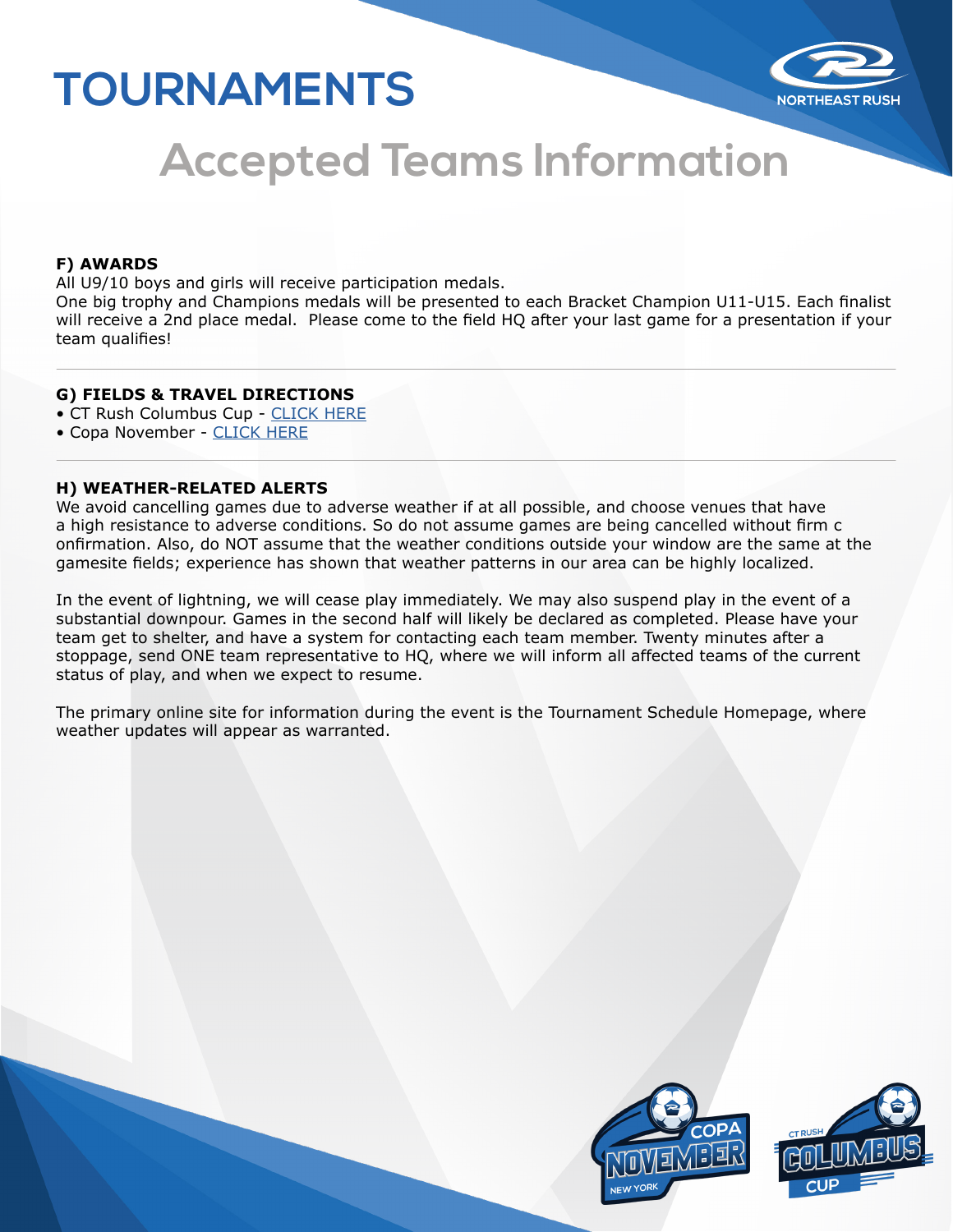# TOURNAMENTS

## Accepted Teams Information

**F) AWARDS**

All U9/10 boys and girls will receive participation medals.
One big trophy and Champions medals will be presented to each Bracket Champion U11-U15. Each finalist will receive a 2nd place medal. Please come to the field HQ after your last game for a presentation if your team qualifies!

---

**G) FIELDS & TRAVEL DIRECTIONS**

- CT Rush Columbus Cup - CLICK HERE
- Copa November - CLICK HERE

---

**H) WEATHER-RELATED ALERTS**

We avoid cancelling games due to adverse weather if at all possible, and choose venues that have a high resistance to adverse conditions. So do not assume games are being cancelled without firm c onfirmation. Also, do NOT assume that the weather conditions outside your window are the same at the gamesite fields; experience has shown that weather patterns in our area can be highly localized.

In the event of lightning, we will cease play immediately. We may also suspend play in the event of a substantial downpour. Games in the second half will likely be declared as completed. Please have your team get to shelter, and have a system for contacting each team member. Twenty minutes after a stoppage, send ONE team representative to HQ, where we will inform all affected teams of the current status of play, and when we expect to resume.

The primary online site for information during the event is the Tournament Schedule Homepage, where weather updates will appear as warranted.